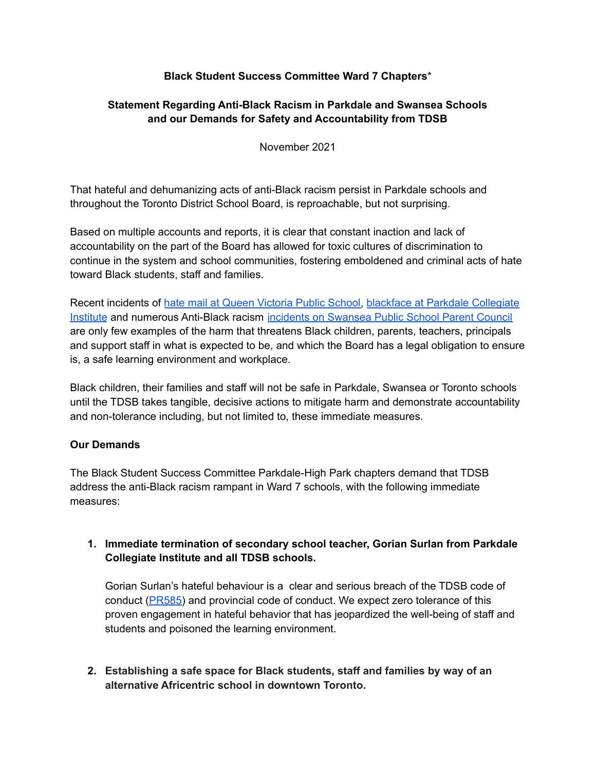**Black Student Success Committee Ward 7 Chapters***

**Statement Regarding Anti-Black Racism in Parkdale and Swansea Schools and our Demands for Safety and Accountability from TDSB**

November 2021

That hateful and dehumanizing acts of anti-Black racism persist in Parkdale schools and throughout the Toronto District School Board, is reproachable, but not surprising.

Based on multiple accounts and reports, it is clear that constant inaction and lack of accountability on the part of the Board has allowed for toxic cultures of discrimination to continue in the system and school communities, fostering emboldened and criminal acts of hate toward Black students, staff and families.

Recent incidents of hate mail at Queen Victoria Public School, blackface at Parkdale Collegiate Institute and numerous Anti-Black racism incidents on Swansea Public School Parent Council are only few examples of the harm that threatens Black children, parents, teachers, principals and support staff in what is expected to be, and which the Board has a legal obligation to ensure is, a safe learning environment and workplace.

Black children, their families and staff will not be safe in Parkdale, Swansea or Toronto schools until the TDSB takes tangible, decisive actions to mitigate harm and demonstrate accountability and non-tolerance including, but not limited to, these immediate measures.

**Our Demands**

The Black Student Success Committee Parkdale-High Park chapters demand that TDSB address the anti-Black racism rampant in Ward 7 schools, with the following immediate measures:

1. **Immediate termination of secondary school teacher, Gorian Surlan from Parkdale Collegiate Institute and all TDSB schools.**

   Gorian Surlan's hateful behaviour is a clear and serious breach of the TDSB code of conduct (PR585) and provincial code of conduct. We expect zero tolerance of this proven engagement in hateful behavior that has jeopardized the well-being of staff and students and poisoned the learning environment.

2. **Establishing a safe space for Black students, staff and families by way of an alternative Africentric school in downtown Toronto.**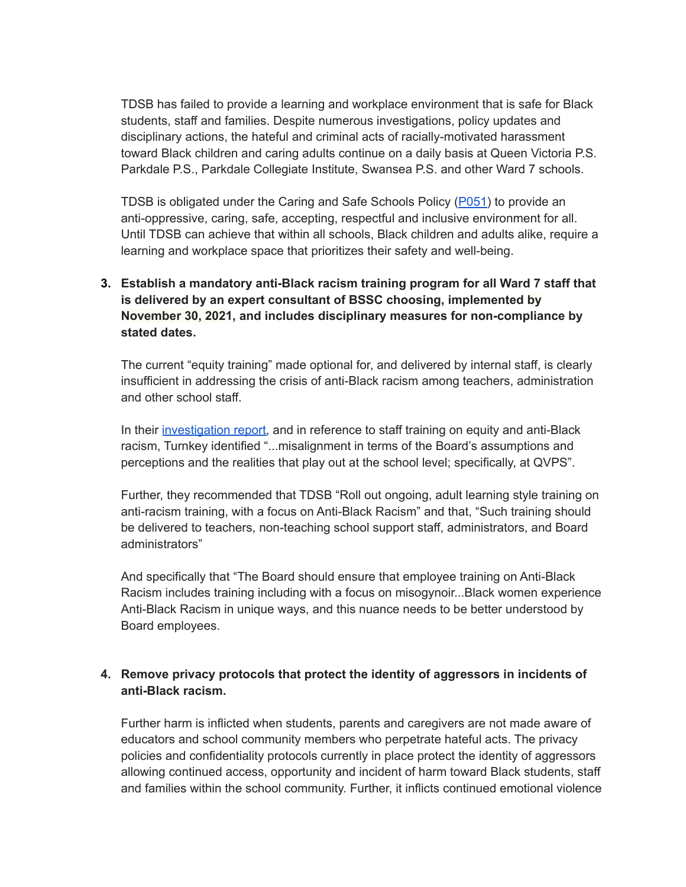TDSB has failed to provide a learning and workplace environment that is safe for Black students, staff and families. Despite numerous investigations, policy updates and disciplinary actions, the hateful and criminal acts of racially-motivated harassment toward Black children and caring adults continue on a daily basis at Queen Victoria P.S. Parkdale P.S., Parkdale Collegiate Institute, Swansea P.S. and other Ward 7 schools.

TDSB is obligated under the Caring and Safe Schools Policy ([P051]()) to provide an anti-oppressive, caring, safe, accepting, respectful and inclusive environment for all. Until TDSB can achieve that within all schools, Black children and adults alike, require a learning and workplace space that prioritizes their safety and well-being.

3. **Establish a mandatory anti-Black racism training program for all Ward 7 staff that is delivered by an expert consultant of BSSC choosing, implemented by November 30, 2021, and includes disciplinary measures for non-compliance by stated dates.**

   The current "equity training" made optional for, and delivered by internal staff, is clearly insufficient in addressing the crisis of anti-Black racism among teachers, administration and other school staff.

   In their [investigation report](), and in reference to staff training on equity and anti-Black racism, Turnkey identified "...misalignment in terms of the Board's assumptions and perceptions and the realities that play out at the school level; specifically, at QVPS".

   Further, they recommended that TDSB "Roll out ongoing, adult learning style training on anti-racism training, with a focus on Anti-Black Racism" and that, "Such training should be delivered to teachers, non-teaching school support staff, administrators, and Board administrators"

   And specifically that "The Board should ensure that employee training on Anti-Black Racism includes training including with a focus on misogynoir...Black women experience Anti-Black Racism in unique ways, and this nuance needs to be better understood by Board employees.

4. **Remove privacy protocols that protect the identity of aggressors in incidents of anti-Black racism.**

   Further harm is inflicted when students, parents and caregivers are not made aware of educators and school community members who perpetrate hateful acts. The privacy policies and confidentiality protocols currently in place protect the identity of aggressors allowing continued access, opportunity and incident of harm toward Black students, staff and families within the school community. Further, it inflicts continued emotional violence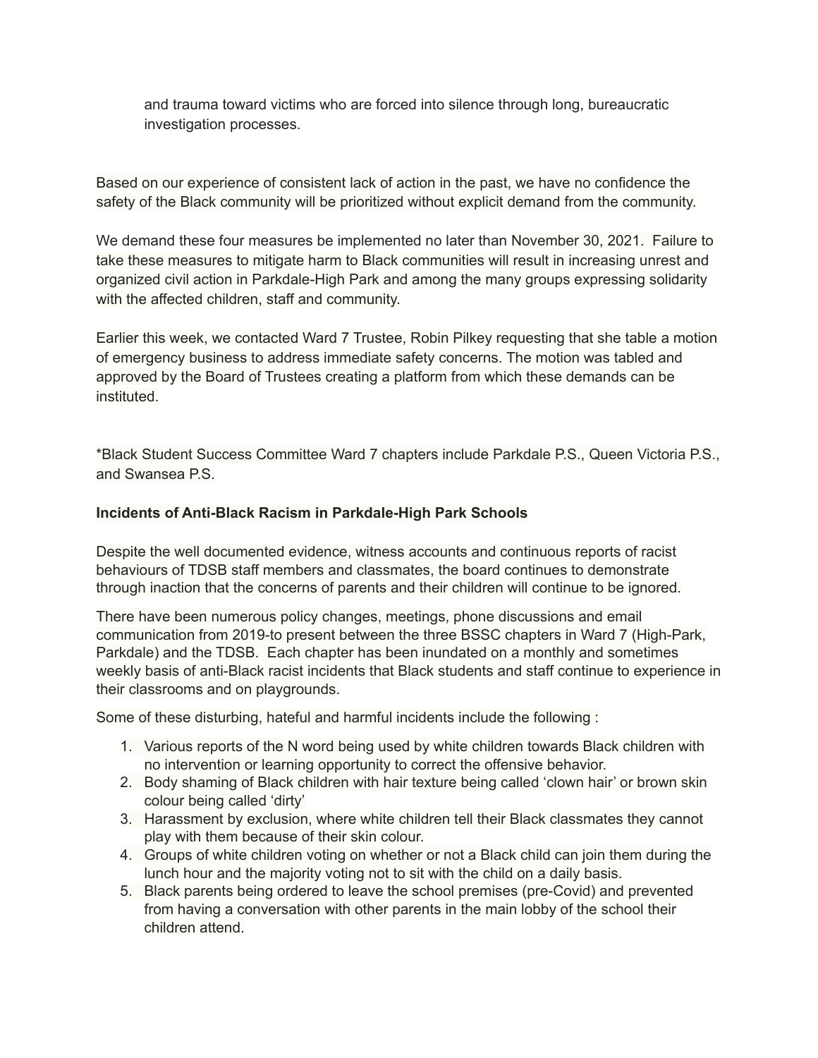and trauma toward victims who are forced into silence through long, bureaucratic investigation processes.

Based on our experience of consistent lack of action in the past, we have no confidence the safety of the Black community will be prioritized without explicit demand from the community.

We demand these four measures be implemented no later than November 30, 2021. Failure to take these measures to mitigate harm to Black communities will result in increasing unrest and organized civil action in Parkdale-High Park and among the many groups expressing solidarity with the affected children, staff and community.

Earlier this week, we contacted Ward 7 Trustee, Robin Pilkey requesting that she table a motion of emergency business to address immediate safety concerns. The motion was tabled and approved by the Board of Trustees creating a platform from which these demands can be instituted.

*Black Student Success Committee Ward 7 chapters include Parkdale P.S., Queen Victoria P.S., and Swansea P.S.

**Incidents of Anti-Black Racism in Parkdale-High Park Schools**

Despite the well documented evidence, witness accounts and continuous reports of racist behaviours of TDSB staff members and classmates, the board continues to demonstrate through inaction that the concerns of parents and their children will continue to be ignored.

There have been numerous policy changes, meetings, phone discussions and email communication from 2019-to present between the three BSSC chapters in Ward 7 (High-Park, Parkdale) and the TDSB. Each chapter has been inundated on a monthly and sometimes weekly basis of anti-Black racist incidents that Black students and staff continue to experience in their classrooms and on playgrounds.

Some of these disturbing, hateful and harmful incidents include the following :

1. Various reports of the N word being used by white children towards Black children with no intervention or learning opportunity to correct the offensive behavior.
2. Body shaming of Black children with hair texture being called 'clown hair' or brown skin colour being called 'dirty'
3. Harassment by exclusion, where white children tell their Black classmates they cannot play with them because of their skin colour.
4. Groups of white children voting on whether or not a Black child can join them during the lunch hour and the majority voting not to sit with the child on a daily basis.
5. Black parents being ordered to leave the school premises (pre-Covid) and prevented from having a conversation with other parents in the main lobby of the school their children attend.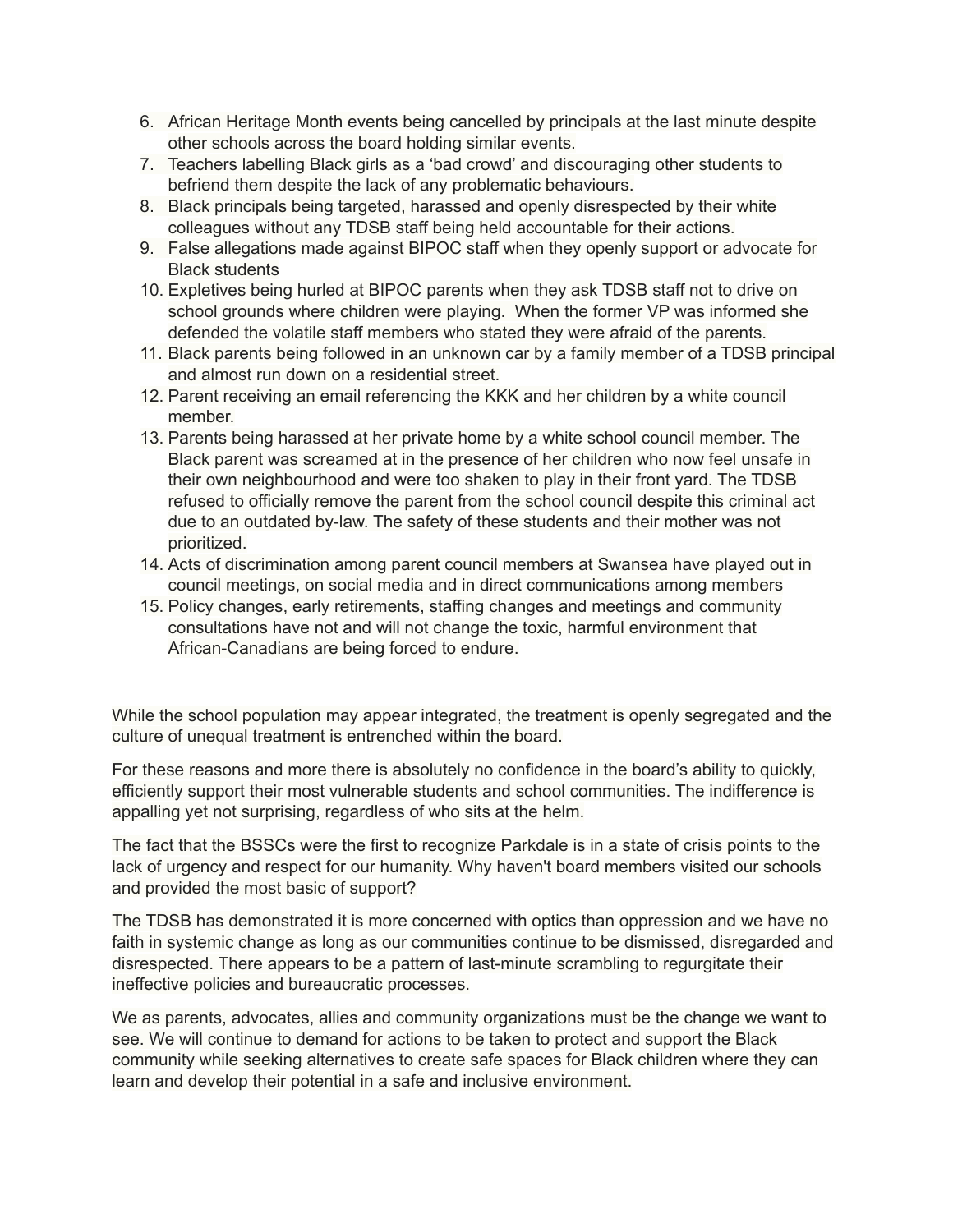6. African Heritage Month events being cancelled by principals at the last minute despite other schools across the board holding similar events.
7. Teachers labelling Black girls as a 'bad crowd' and discouraging other students to befriend them despite the lack of any problematic behaviours.
8. Black principals being targeted, harassed and openly disrespected by their white colleagues without any TDSB staff being held accountable for their actions.
9. False allegations made against BIPOC staff when they openly support or advocate for Black students
10. Expletives being hurled at BIPOC parents when they ask TDSB staff not to drive on school grounds where children were playing. When the former VP was informed she defended the volatile staff members who stated they were afraid of the parents.
11. Black parents being followed in an unknown car by a family member of a TDSB principal and almost run down on a residential street.
12. Parent receiving an email referencing the KKK and her children by a white council member.
13. Parents being harassed at her private home by a white school council member. The Black parent was screamed at in the presence of her children who now feel unsafe in their own neighbourhood and were too shaken to play in their front yard. The TDSB refused to officially remove the parent from the school council despite this criminal act due to an outdated by-law. The safety of these students and their mother was not prioritized.
14. Acts of discrimination among parent council members at Swansea have played out in council meetings, on social media and in direct communications among members
15. Policy changes, early retirements, staffing changes and meetings and community consultations have not and will not change the toxic, harmful environment that African-Canadians are being forced to endure.

While the school population may appear integrated, the treatment is openly segregated and the culture of unequal treatment is entrenched within the board.

For these reasons and more there is absolutely no confidence in the board's ability to quickly, efficiently support their most vulnerable students and school communities. The indifference is appalling yet not surprising, regardless of who sits at the helm.

The fact that the BSSCs were the first to recognize Parkdale is in a state of crisis points to the lack of urgency and respect for our humanity. Why haven't board members visited our schools and provided the most basic of support?

The TDSB has demonstrated it is more concerned with optics than oppression and we have no faith in systemic change as long as our communities continue to be dismissed, disregarded and disrespected. There appears to be a pattern of last-minute scrambling to regurgitate their ineffective policies and bureaucratic processes.

We as parents, advocates, allies and community organizations must be the change we want to see. We will continue to demand for actions to be taken to protect and support the Black community while seeking alternatives to create safe spaces for Black children where they can learn and develop their potential in a safe and inclusive environment.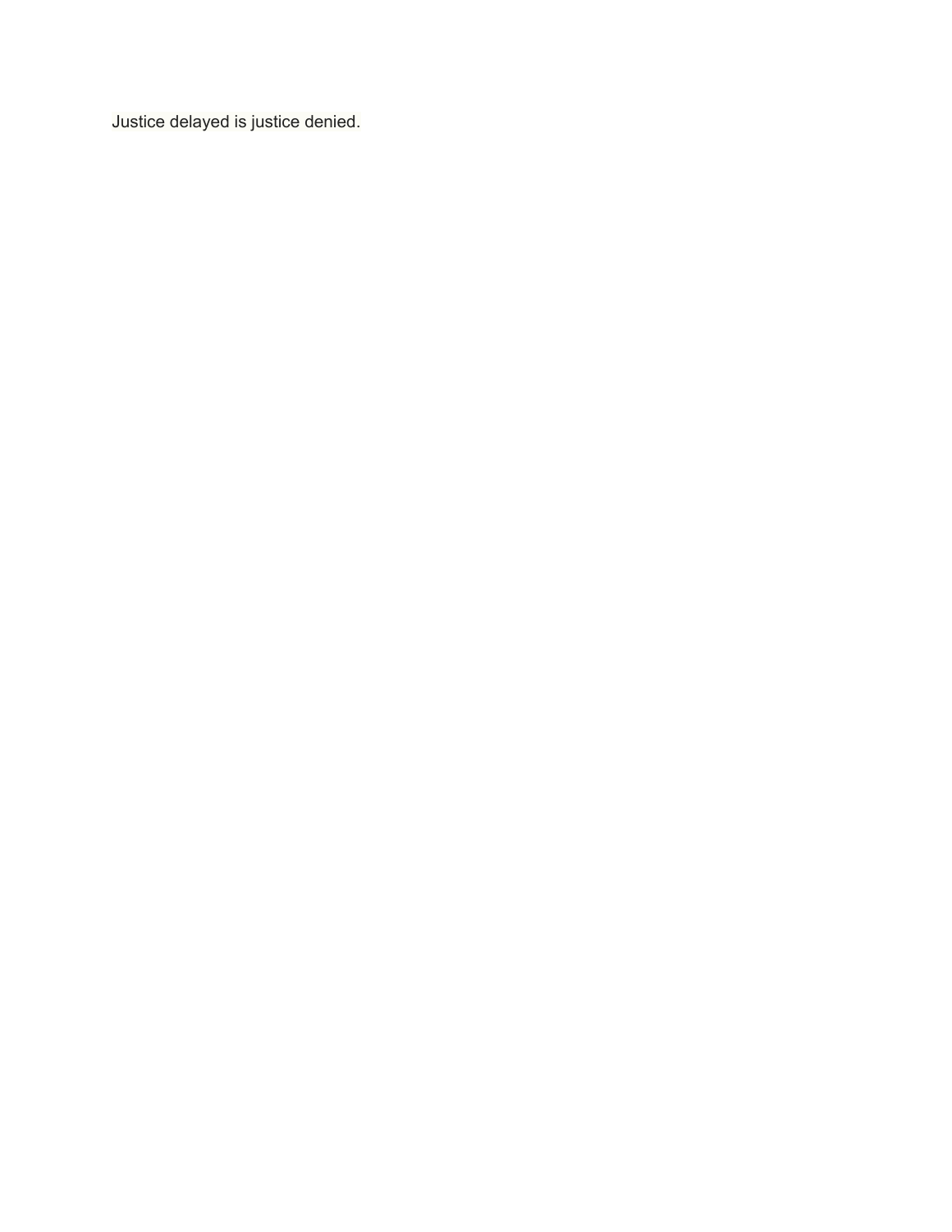Justice delayed is justice denied.